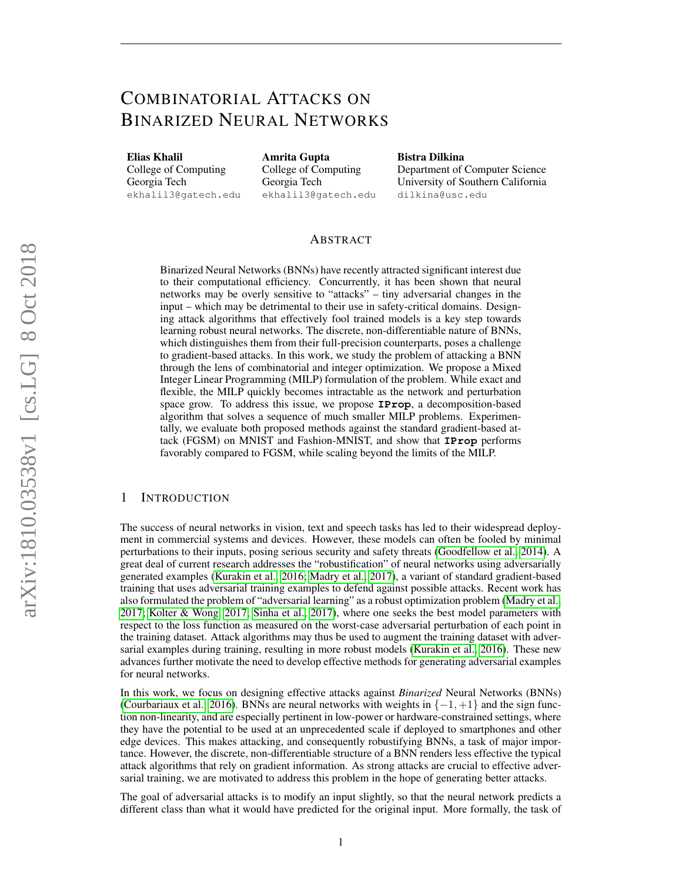# Combinatorial Attacks on Binarized Neural Networks

**Elias Khalil**
College of Computing
Georgia Tech
ekhalil3@gatech.edu

**Amrita Gupta**
College of Computing
Georgia Tech
ekhalil3@gatech.edu

**Bistra Dilkina**
Department of Computer Science
University of Southern California
dilkina@usc.edu

## Abstract

Binarized Neural Networks (BNNs) have recently attracted significant interest due to their computational efficiency. Concurrently, it has been shown that neural networks may be overly sensitive to "attacks" – tiny adversarial changes in the input – which may be detrimental to their use in safety-critical domains. Designing attack algorithms that effectively fool trained models is a key step towards learning robust neural networks. The discrete, non-differentiable nature of BNNs, which distinguishes them from their full-precision counterparts, poses a challenge to gradient-based attacks. In this work, we study the problem of attacking a BNN through the lens of combinatorial and integer optimization. We propose a Mixed Integer Linear Programming (MILP) formulation of the problem. While exact and flexible, the MILP quickly becomes intractable as the network and perturbation space grow. To address this issue, we propose **IProp**, a decomposition-based algorithm that solves a sequence of much smaller MILP problems. Experimentally, we evaluate both proposed methods against the standard gradient-based attack (FGSM) on MNIST and Fashion-MNIST, and show that **IProp** performs favorably compared to FGSM, while scaling beyond the limits of the MILP.

## 1 Introduction

The success of neural networks in vision, text and speech tasks has led to their widespread deployment in commercial systems and devices. However, these models can often be fooled by minimal perturbations to their inputs, posing serious security and safety threats (Goodfellow et al., 2014). A great deal of current research addresses the "robustification" of neural networks using adversarially generated examples (Kurakin et al., 2016; Madry et al., 2017), a variant of standard gradient-based training that uses adversarial training examples to defend against possible attacks. Recent work has also formulated the problem of "adversarial learning" as a robust optimization problem (Madry et al., 2017; Kolter & Wong, 2017; Sinha et al., 2017), where one seeks the best model parameters with respect to the loss function as measured on the worst-case adversarial perturbation of each point in the training dataset. Attack algorithms may thus be used to augment the training dataset with adversarial examples during training, resulting in more robust models (Kurakin et al., 2016). These new advances further motivate the need to develop effective methods for generating adversarial examples for neural networks.

In this work, we focus on designing effective attacks against *Binarized* Neural Networks (BNNs) (Courbariaux et al., 2016). BNNs are neural networks with weights in $\{-1, +1\}$ and the sign function non-linearity, and are especially pertinent in low-power or hardware-constrained settings, where they have the potential to be used at an unprecedented scale if deployed to smartphones and other edge devices. This makes attacking, and consequently robustifying BNNs, a task of major importance. However, the discrete, non-differentiable structure of a BNN renders less effective the typical attack algorithms that rely on gradient information. As strong attacks are crucial to effective adversarial training, we are motivated to address this problem in the hope of generating better attacks.

The goal of adversarial attacks is to modify an input slightly, so that the neural network predicts a different class than what it would have predicted for the original input. More formally, the task of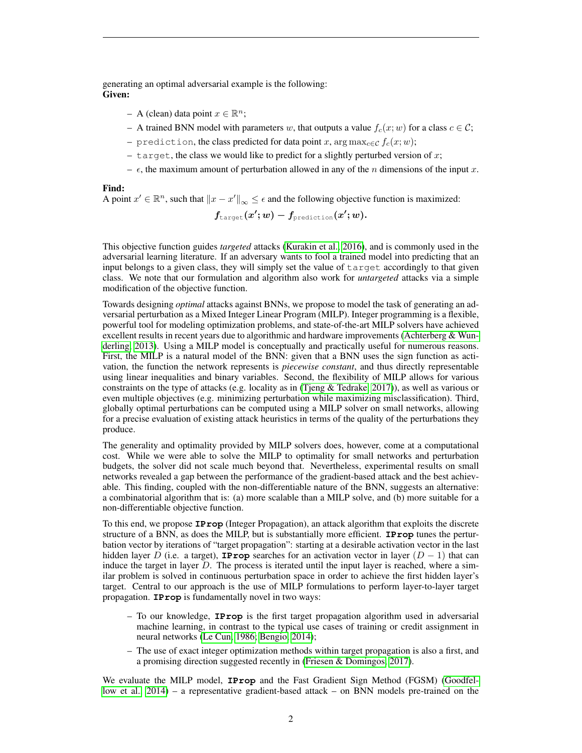generating an optimal adversarial example is the following:
**Given:**

- A (clean) data point $x \in \mathbb{R}^n$;
- A trained BNN model with parameters $w$, that outputs a value $f_c(x; w)$ for a class $c \in \mathcal{C}$;
- `prediction`, the class predicted for data point $x$, $\arg\max_{c \in \mathcal{C}} f_c(x; w)$;
- `target`, the class we would like to predict for a slightly perturbed version of $x$;
- $\epsilon$, the maximum amount of perturbation allowed in any of the $n$ dimensions of the input $x$.

**Find:**
A point $x' \in \mathbb{R}^n$, such that $\|x - x'\|_\infty \leq \epsilon$ and the following objective function is maximized:

$$\boldsymbol{f_{\texttt{target}}(x'; w) - f_{\texttt{prediction}}(x'; w).}$$

This objective function guides *targeted* attacks (Kurakin et al., 2016), and is commonly used in the adversarial learning literature. If an adversary wants to fool a trained model into predicting that an input belongs to a given class, they will simply set the value of `target` accordingly to that given class. We note that our formulation and algorithm also work for *untargeted* attacks via a simple modification of the objective function.

Towards designing *optimal* attacks against BNNs, we propose to model the task of generating an adversarial perturbation as a Mixed Integer Linear Program (MILP). Integer programming is a flexible, powerful tool for modeling optimization problems, and state-of-the-art MILP solvers have achieved excellent results in recent years due to algorithmic and hardware improvements (Achterberg & Wunderling, 2013). Using a MILP model is conceptually and practically useful for numerous reasons. First, the MILP is a natural model of the BNN: given that a BNN uses the sign function as activation, the function the network represents is *piecewise constant*, and thus directly representable using linear inequalities and binary variables. Second, the flexibility of MILP allows for various constraints on the type of attacks (e.g. locality as in (Tjeng & Tedrake, 2017)), as well as various or even multiple objectives (e.g. minimizing perturbation while maximizing misclassification). Third, globally optimal perturbations can be computed using a MILP solver on small networks, allowing for a precise evaluation of existing attack heuristics in terms of the quality of the perturbations they produce.

The generality and optimality provided by MILP solvers does, however, come at a computational cost. While we were able to solve the MILP to optimality for small networks and perturbation budgets, the solver did not scale much beyond that. Nevertheless, experimental results on small networks revealed a gap between the performance of the gradient-based attack and the best achievable. This finding, coupled with the non-differentiable nature of the BNN, suggests an alternative: a combinatorial algorithm that is: (a) more scalable than a MILP solve, and (b) more suitable for a non-differentiable objective function.

To this end, we propose **IProp** (Integer Propagation), an attack algorithm that exploits the discrete structure of a BNN, as does the MILP, but is substantially more efficient. **IProp** tunes the perturbation vector by iterations of "target propagation": starting at a desirable activation vector in the last hidden layer $D$ (i.e. a target), **IProp** searches for an activation vector in layer $(D-1)$ that can induce the target in layer $D$. The process is iterated until the input layer is reached, where a similar problem is solved in continuous perturbation space in order to achieve the first hidden layer's target. Central to our approach is the use of MILP formulations to perform layer-to-layer target propagation. **IProp** is fundamentally novel in two ways:

- To our knowledge, **IProp** is the first target propagation algorithm used in adversarial machine learning, in contrast to the typical use cases of training or credit assignment in neural networks (Le Cun, 1986; Bengio, 2014);
- The use of exact integer optimization methods within target propagation is also a first, and a promising direction suggested recently in (Friesen & Domingos, 2017).

We evaluate the MILP model, **IProp** and the Fast Gradient Sign Method (FGSM) (Goodfellow et al., 2014) – a representative gradient-based attack – on BNN models pre-trained on the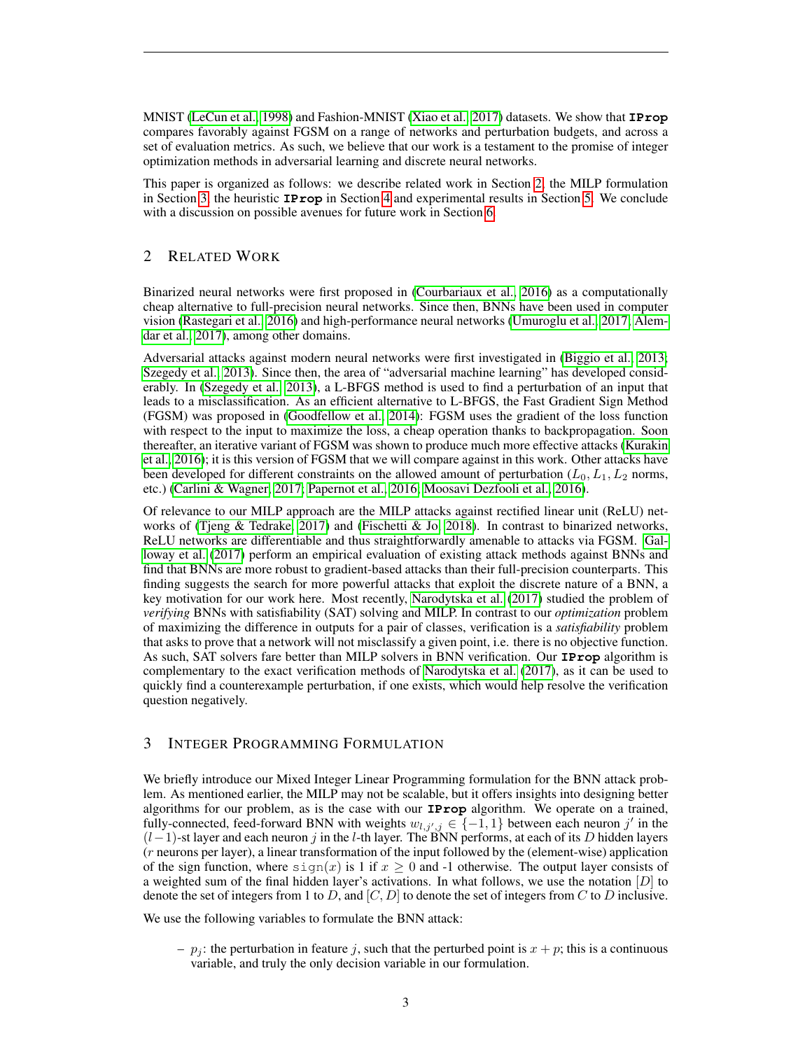MNIST (LeCun et al., 1998) and Fashion-MNIST (Xiao et al., 2017) datasets. We show that **IProp** compares favorably against FGSM on a range of networks and perturbation budgets, and across a set of evaluation metrics. As such, we believe that our work is a testament to the promise of integer optimization methods in adversarial learning and discrete neural networks.

This paper is organized as follows: we describe related work in Section 2, the MILP formulation in Section 3, the heuristic **IProp** in Section 4 and experimental results in Section 5. We conclude with a discussion on possible avenues for future work in Section 6.

## 2 Related Work

Binarized neural networks were first proposed in (Courbariaux et al., 2016) as a computationally cheap alternative to full-precision neural networks. Since then, BNNs have been used in computer vision (Rastegari et al., 2016) and high-performance neural networks (Umuroglu et al., 2017; Alemdar et al., 2017), among other domains.

Adversarial attacks against modern neural networks were first investigated in (Biggio et al., 2013; Szegedy et al., 2013). Since then, the area of "adversarial machine learning" has developed considerably. In (Szegedy et al., 2013), a L-BFGS method is used to find a perturbation of an input that leads to a misclassification. As an efficient alternative to L-BFGS, the Fast Gradient Sign Method (FGSM) was proposed in (Goodfellow et al., 2014): FGSM uses the gradient of the loss function with respect to the input to maximize the loss, a cheap operation thanks to backpropagation. Soon thereafter, an iterative variant of FGSM was shown to produce much more effective attacks (Kurakin et al., 2016); it is this version of FGSM that we will compare against in this work. Other attacks have been developed for different constraints on the allowed amount of perturbation ($L_0, L_1, L_2$ norms, etc.) (Carlini & Wagner, 2017; Papernot et al., 2016; Moosavi Dezfooli et al., 2016).

Of relevance to our MILP approach are the MILP attacks against rectified linear unit (ReLU) networks of (Tjeng & Tedrake, 2017) and (Fischetti & Jo, 2018). In contrast to binarized networks, ReLU networks are differentiable and thus straightforwardly amenable to attacks via FGSM. Galloway et al. (2017) perform an empirical evaluation of existing attack methods against BNNs and find that BNNs are more robust to gradient-based attacks than their full-precision counterparts. This finding suggests the search for more powerful attacks that exploit the discrete nature of a BNN, a key motivation for our work here. Most recently, Narodytska et al. (2017) studied the problem of *verifying* BNNs with satisfiability (SAT) solving and MILP. In contrast to our *optimization* problem of maximizing the difference in outputs for a pair of classes, verification is a *satisfiability* problem that asks to prove that a network will not misclassify a given point, i.e. there is no objective function. As such, SAT solvers fare better than MILP solvers in BNN verification. Our **IProp** algorithm is complementary to the exact verification methods of Narodytska et al. (2017), as it can be used to quickly find a counterexample perturbation, if one exists, which would help resolve the verification question negatively.

## 3 Integer Programming Formulation

We briefly introduce our Mixed Integer Linear Programming formulation for the BNN attack problem. As mentioned earlier, the MILP may not be scalable, but it offers insights into designing better algorithms for our problem, as is the case with our **IProp** algorithm. We operate on a trained, fully-connected, feed-forward BNN with weights $w_{l,j',j} \in \{-1, 1\}$ between each neuron $j'$ in the $(l-1)$-st layer and each neuron $j$ in the $l$-th layer. The BNN performs, at each of its $D$ hidden layers ($r$ neurons per layer), a linear transformation of the input followed by the (element-wise) application of the sign function, where $\text{sign}(x)$ is 1 if $x \geq 0$ and -1 otherwise. The output layer consists of a weighted sum of the final hidden layer's activations. In what follows, we use the notation $[D]$ to denote the set of integers from 1 to $D$, and $[C, D]$ to denote the set of integers from $C$ to $D$ inclusive.

We use the following variables to formulate the BNN attack:

– $p_j$: the perturbation in feature $j$, such that the perturbed point is $x + p$; this is a continuous variable, and truly the only decision variable in our formulation.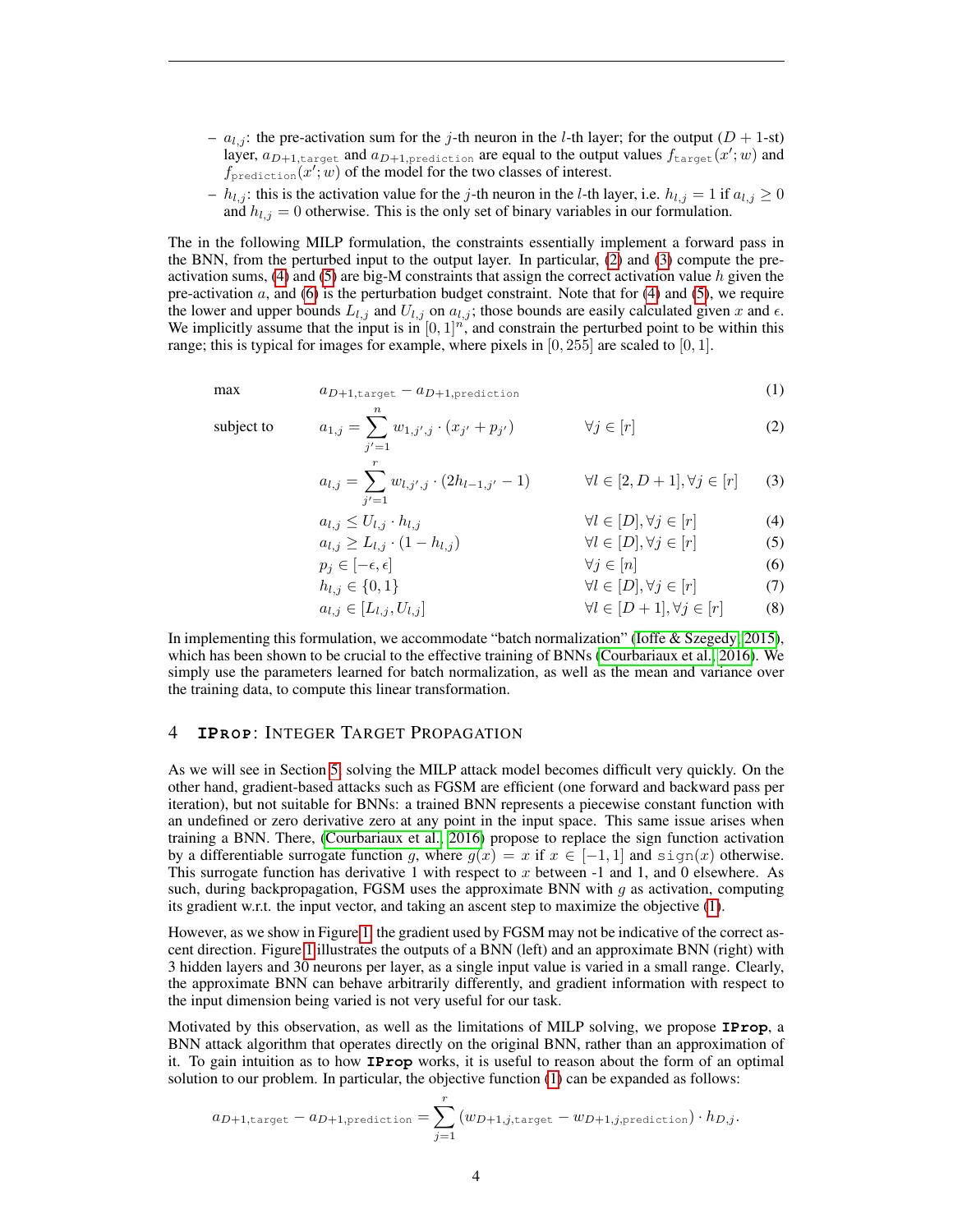- $a_{l,j}$: the pre-activation sum for the $j$-th neuron in the $l$-th layer; for the output ($D+1$-st) layer, $a_{D+1,\texttt{target}}$ and $a_{D+1,\texttt{prediction}}$ are equal to the output values $f_{\texttt{target}}(x'; w)$ and $f_{\texttt{prediction}}(x'; w)$ of the model for the two classes of interest.
- $h_{l,j}$: this is the activation value for the $j$-th neuron in the $l$-th layer, i.e. $h_{l,j} = 1$ if $a_{l,j} \geq 0$ and $h_{l,j} = 0$ otherwise. This is the only set of binary variables in our formulation.

The in the following MILP formulation, the constraints essentially implement a forward pass in the BNN, from the perturbed input to the output layer. In particular, (2) and (3) compute the pre-activation sums, (4) and (5) are big-M constraints that assign the correct activation value $h$ given the pre-activation $a$, and (6) is the perturbation budget constraint. Note that for (4) and (5), we require the lower and upper bounds $L_{l,j}$ and $U_{l,j}$ on $a_{l,j}$; those bounds are easily calculated given $x$ and $\epsilon$. We implicitly assume that the input is in $[0,1]^n$, and constrain the perturbed point to be within this range; this is typical for images for example, where pixels in $[0, 255]$ are scaled to $[0, 1]$.

$$\max \quad a_{D+1,\texttt{target}} - a_{D+1,\texttt{prediction}} \tag{1}$$

$$\text{subject to} \quad a_{1,j} = \sum_{j'=1}^{n} w_{1,j',j} \cdot (x_{j'} + p_{j'}) \qquad \forall j \in [r] \tag{2}$$

$$a_{l,j} = \sum_{j'=1}^{r} w_{l,j',j} \cdot (2h_{l-1,j'} - 1) \qquad \forall l \in [2, D+1], \forall j \in [r] \tag{3}$$

$$a_{l,j} \leq U_{l,j} \cdot h_{l,j} \qquad \forall l \in [D], \forall j \in [r] \tag{4}$$

$$a_{l,j} \geq L_{l,j} \cdot (1 - h_{l,j}) \qquad \forall l \in [D], \forall j \in [r] \tag{5}$$

$$p_j \in [-\epsilon, \epsilon] \qquad \forall j \in [n] \tag{6}$$

$$h_{l,j} \in \{0, 1\} \qquad \forall l \in [D], \forall j \in [r] \tag{7}$$

$$a_{l,j} \in [L_{l,j}, U_{l,j}] \qquad \forall l \in [D+1], \forall j \in [r] \tag{8}$$

In implementing this formulation, we accommodate "batch normalization" (Ioffe & Szegedy, 2015), which has been shown to be crucial to the effective training of BNNs (Courbariaux et al., 2016). We simply use the parameters learned for batch normalization, as well as the mean and variance over the training data, to compute this linear transformation.

## 4 IProp: Integer Target Propagation

As we will see in Section 5, solving the MILP attack model becomes difficult very quickly. On the other hand, gradient-based attacks such as FGSM are efficient (one forward and backward pass per iteration), but not suitable for BNNs: a trained BNN represents a piecewise constant function with an undefined or zero derivative zero at any point in the input space. This same issue arises when training a BNN. There, (Courbariaux et al., 2016) propose to replace the sign function activation by a differentiable surrogate function $g$, where $g(x) = x$ if $x \in [-1, 1]$ and $\text{sign}(x)$ otherwise. This surrogate function has derivative 1 with respect to $x$ between -1 and 1, and 0 elsewhere. As such, during backpropagation, FGSM uses the approximate BNN with $g$ as activation, computing its gradient w.r.t. the input vector, and taking an ascent step to maximize the objective (1).

However, as we show in Figure 1, the gradient used by FGSM may not be indicative of the correct ascent direction. Figure 1 illustrates the outputs of a BNN (left) and an approximate BNN (right) with 3 hidden layers and 30 neurons per layer, as a single input value is varied in a small range. Clearly, the approximate BNN can behave arbitrarily differently, and gradient information with respect to the input dimension being varied is not very useful for our task.

Motivated by this observation, as well as the limitations of MILP solving, we propose **IProp**, a BNN attack algorithm that operates directly on the original BNN, rather than an approximation of it. To gain intuition as to how **IProp** works, it is useful to reason about the form of an optimal solution to our problem. In particular, the objective function (1) can be expanded as follows:

$$a_{D+1,\texttt{target}} - a_{D+1,\texttt{prediction}} = \sum_{j=1}^{r} (w_{D+1,j,\texttt{target}} - w_{D+1,j,\texttt{prediction}}) \cdot h_{D,j}.$$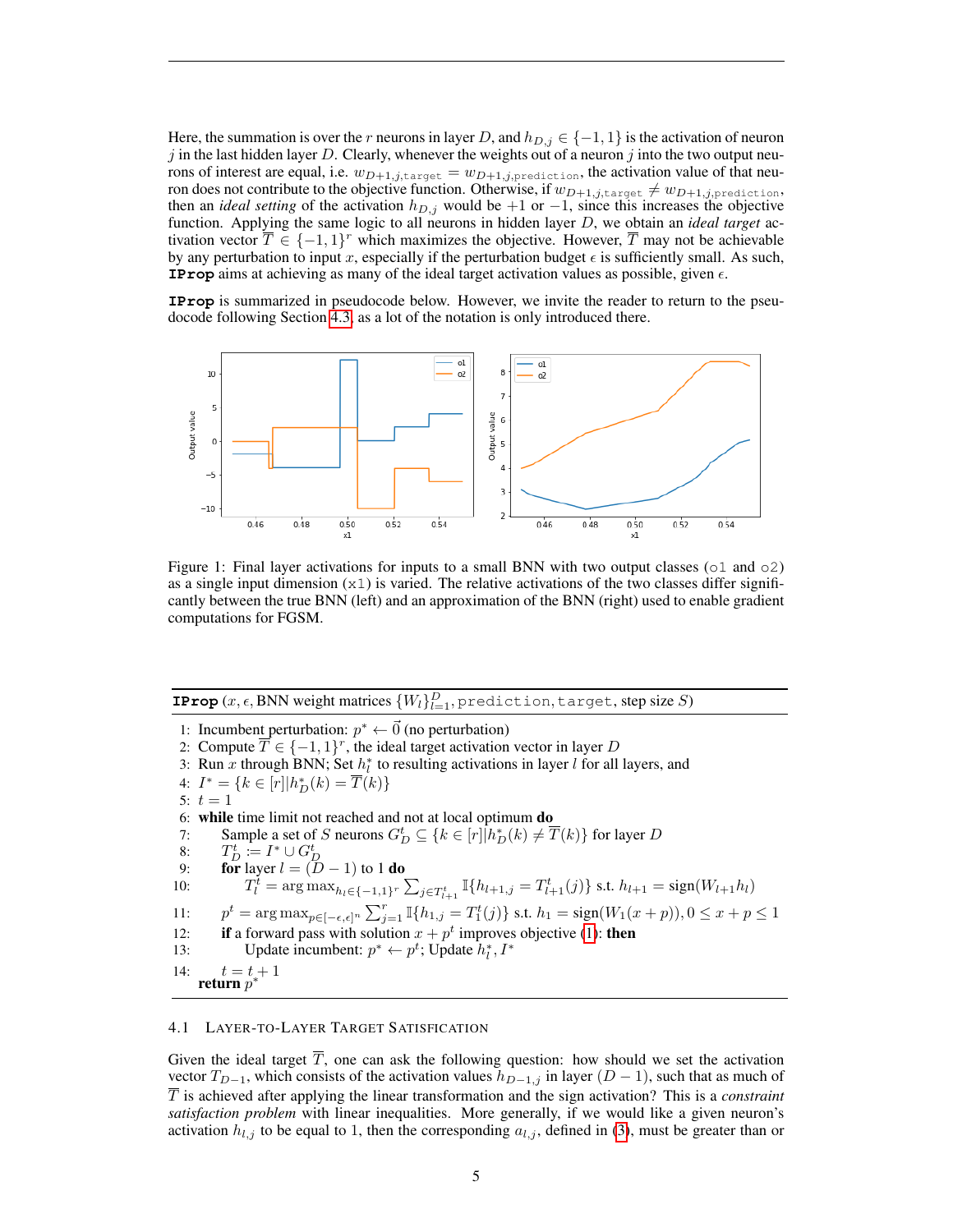Here, the summation is over the $r$ neurons in layer $D$, and $h_{D,j} \in \{-1, 1\}$ is the activation of neuron $j$ in the last hidden layer $D$. Clearly, whenever the weights out of a neuron $j$ into the two output neurons of interest are equal, i.e. $w_{D+1,j,\texttt{target}} = w_{D+1,j,\texttt{prediction}}$, the activation value of that neuron does not contribute to the objective function. Otherwise, if $w_{D+1,j,\texttt{target}} \neq w_{D+1,j,\texttt{prediction}}$, then an *ideal setting* of the activation $h_{D,j}$ would be $+1$ or $-1$, since this increases the objective function. Applying the same logic to all neurons in hidden layer $D$, we obtain an *ideal target* activation vector $\overline{T} \in \{-1, 1\}^r$ which maximizes the objective. However, $\overline{T}$ may not be achievable by any perturbation to input $x$, especially if the perturbation budget $\epsilon$ is sufficiently small. As such, **IProp** aims at achieving as many of the ideal target activation values as possible, given $\epsilon$.

**IProp** is summarized in pseudocode below. However, we invite the reader to return to the pseudocode following Section 4.3, as a lot of the notation is only introduced there.

Figure 1: Final layer activations for inputs to a small BNN with two output classes (o1 and o2) as a single input dimension (x1) is varied. The relative activations of the two classes differ significantly between the true BNN (left) and an approximation of the BNN (right) used to enable gradient computations for FGSM.

**IProp** $(x, \epsilon$, BNN weight matrices $\{W_l\}_{l=1}^{D}$, prediction, target, step size $S)$

1: Incumbent perturbation: $p^* \leftarrow \vec{0}$ (no perturbation)
2: Compute $\overline{T} \in \{-1, 1\}^r$, the ideal target activation vector in layer $D$
3: Run $x$ through BNN; Set $h_l^*$ to resulting activations in layer $l$ for all layers, and
4: $I^* = \{k \in [r] | h_D^*(k) = \overline{T}(k)\}$
5: $t = 1$
6: **while** time limit not reached and not at local optimum **do**
7: Sample a set of $S$ neurons $G_D^t \subseteq \{k \in [r] | h_D^*(k) \neq \overline{T}(k)\}$ for layer $D$
8: $T_D^t := I^* \cup G_D^t$
9: **for** layer $l = (D-1)$ to 1 **do**
10: $T_l^t = \arg\max_{h_l \in \{-1,1\}^r} \sum_{j \in T_{l+1}^t} \mathbb{I}\{h_{l+1,j} = T_{l+1}^t(j)\}$ s.t. $h_{l+1} = \text{sign}(W_{l+1} h_l)$
11: $p^t = \arg\max_{p \in [-\epsilon, \epsilon]^n} \sum_{j=1}^{r} \mathbb{I}\{h_{1,j} = T_1^t(j)\}$ s.t. $h_1 = \text{sign}(W_1(x+p)), 0 \leq x + p \leq 1$
12: **if** a forward pass with solution $x + p^t$ improves objective (1): **then**
13: Update incumbent: $p^* \leftarrow p^t$; Update $h_l^*, I^*$
14: $t = t + 1$
**return** $p^*$

### 4.1 Layer-to-Layer Target Satisfication

Given the ideal target $\overline{T}$, one can ask the following question: how should we set the activation vector $T_{D-1}$, which consists of the activation values $h_{D-1,j}$ in layer $(D-1)$, such that as much of $\overline{T}$ is achieved after applying the linear transformation and the sign activation? This is a *constraint satisfaction problem* with linear inequalities. More generally, if we would like a given neuron's activation $h_{l,j}$ to be equal to 1, then the corresponding $a_{l,j}$, defined in (3), must be greater than or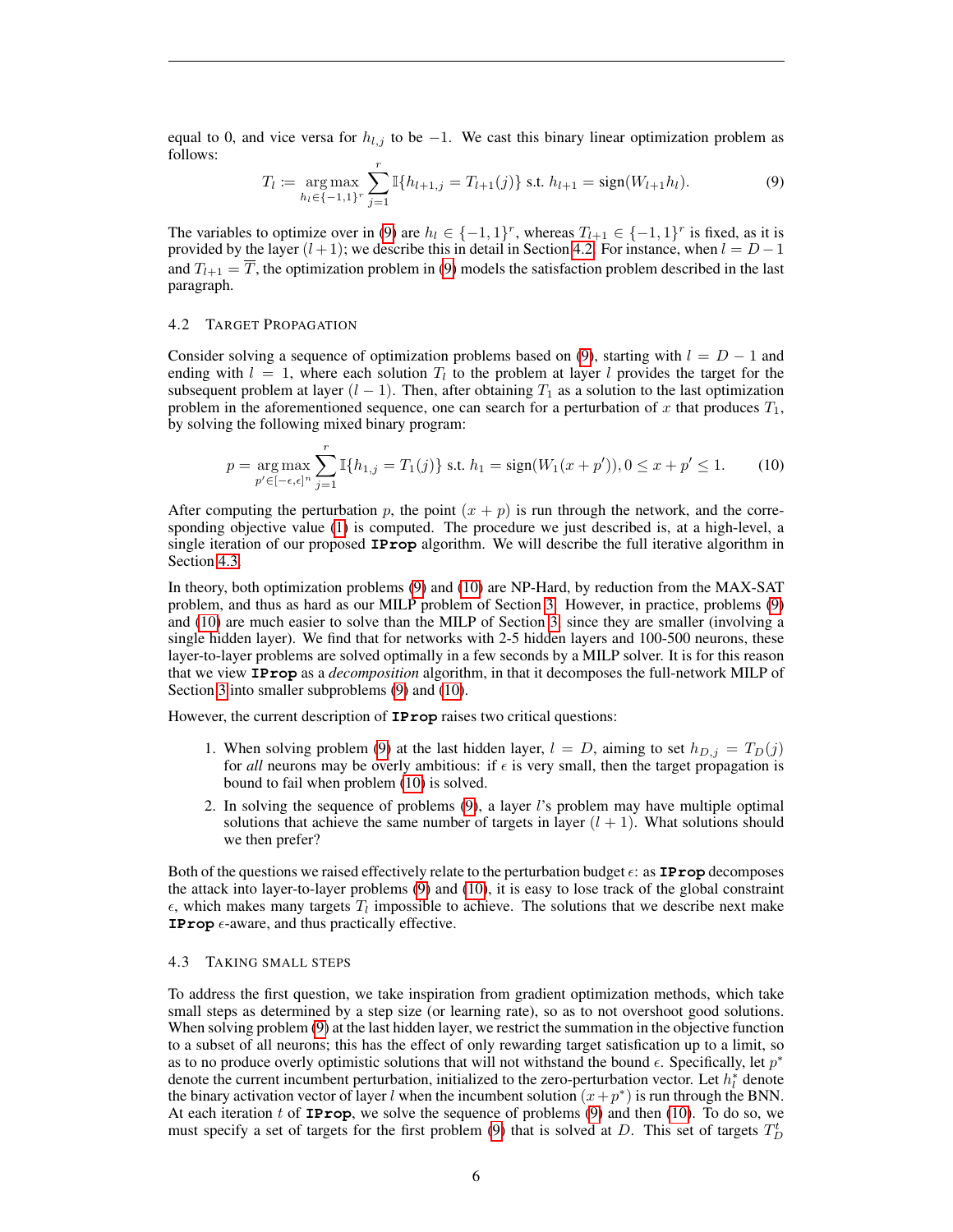equal to 0, and vice versa for $h_{l,j}$ to be $-1$. We cast this binary linear optimization problem as follows:

$$T_l := \underset{h_l \in \{-1,1\}^r}{\arg\max} \sum_{j=1}^{r} \mathbb{I}\{h_{l+1,j} = T_{l+1}(j)\} \text{ s.t. } h_{l+1} = \text{sign}(W_{l+1} h_l). \tag{9}$$

The variables to optimize over in (9) are $h_l \in \{-1, 1\}^r$, whereas $T_{l+1} \in \{-1, 1\}^r$ is fixed, as it is provided by the layer $(l + 1)$; we describe this in detail in Section 4.2. For instance, when $l = D - 1$ and $T_{l+1} = \overline{T}$, the optimization problem in (9) models the satisfaction problem described in the last paragraph.

### 4.2 Target Propagation

Consider solving a sequence of optimization problems based on (9), starting with $l = D - 1$ and ending with $l = 1$, where each solution $T_l$ to the problem at layer $l$ provides the target for the subsequent problem at layer $(l - 1)$. Then, after obtaining $T_1$ as a solution to the last optimization problem in the aforementioned sequence, one can search for a perturbation of $x$ that produces $T_1$, by solving the following mixed binary program:

$$p = \underset{p' \in [-\epsilon,\epsilon]^n}{\arg\max} \sum_{j=1}^{r} \mathbb{I}\{h_{1,j} = T_1(j)\} \text{ s.t. } h_1 = \text{sign}(W_1(x + p')), 0 \leq x + p' \leq 1. \tag{10}$$

After computing the perturbation $p$, the point $(x + p)$ is run through the network, and the corresponding objective value (1) is computed. The procedure we just described is, at a high-level, a single iteration of our proposed **IProp** algorithm. We will describe the full iterative algorithm in Section 4.3.

In theory, both optimization problems (9) and (10) are NP-Hard, by reduction from the MAX-SAT problem, and thus as hard as our MILP problem of Section 3. However, in practice, problems (9) and (10) are much easier to solve than the MILP of Section 3, since they are smaller (involving a single hidden layer). We find that for networks with 2-5 hidden layers and 100-500 neurons, these layer-to-layer problems are solved optimally in a few seconds by a MILP solver. It is for this reason that we view **IProp** as a *decomposition* algorithm, in that it decomposes the full-network MILP of Section 3 into smaller subproblems (9) and (10).

However, the current description of **IProp** raises two critical questions:

1. When solving problem (9) at the last hidden layer, $l = D$, aiming to set $h_{D,j} = T_D(j)$ for *all* neurons may be overly ambitious: if $\epsilon$ is very small, then the target propagation is bound to fail when problem (10) is solved.
2. In solving the sequence of problems (9), a layer $l$'s problem may have multiple optimal solutions that achieve the same number of targets in layer $(l + 1)$. What solutions should we then prefer?

Both of the questions we raised effectively relate to the perturbation budget $\epsilon$: as **IProp** decomposes the attack into layer-to-layer problems (9) and (10), it is easy to lose track of the global constraint $\epsilon$, which makes many targets $T_l$ impossible to achieve. The solutions that we describe next make **IProp** $\epsilon$-aware, and thus practically effective.

### 4.3 Taking Small Steps

To address the first question, we take inspiration from gradient optimization methods, which take small steps as determined by a step size (or learning rate), so as to not overshoot good solutions. When solving problem (9) at the last hidden layer, we restrict the summation in the objective function to a subset of all neurons; this has the effect of only rewarding target satisfication up to a limit, so as to no produce overly optimistic solutions that will not withstand the bound $\epsilon$. Specifically, let $p^*$ denote the current incumbent perturbation, initialized to the zero-perturbation vector. Let $h_l^*$ denote the binary activation vector of layer $l$ when the incumbent solution $(x + p^*)$ is run through the BNN. At each iteration $t$ of **IProp**, we solve the sequence of problems (9) and then (10). To do so, we must specify a set of targets for the first problem (9) that is solved at $D$. This set of targets $T_D^t$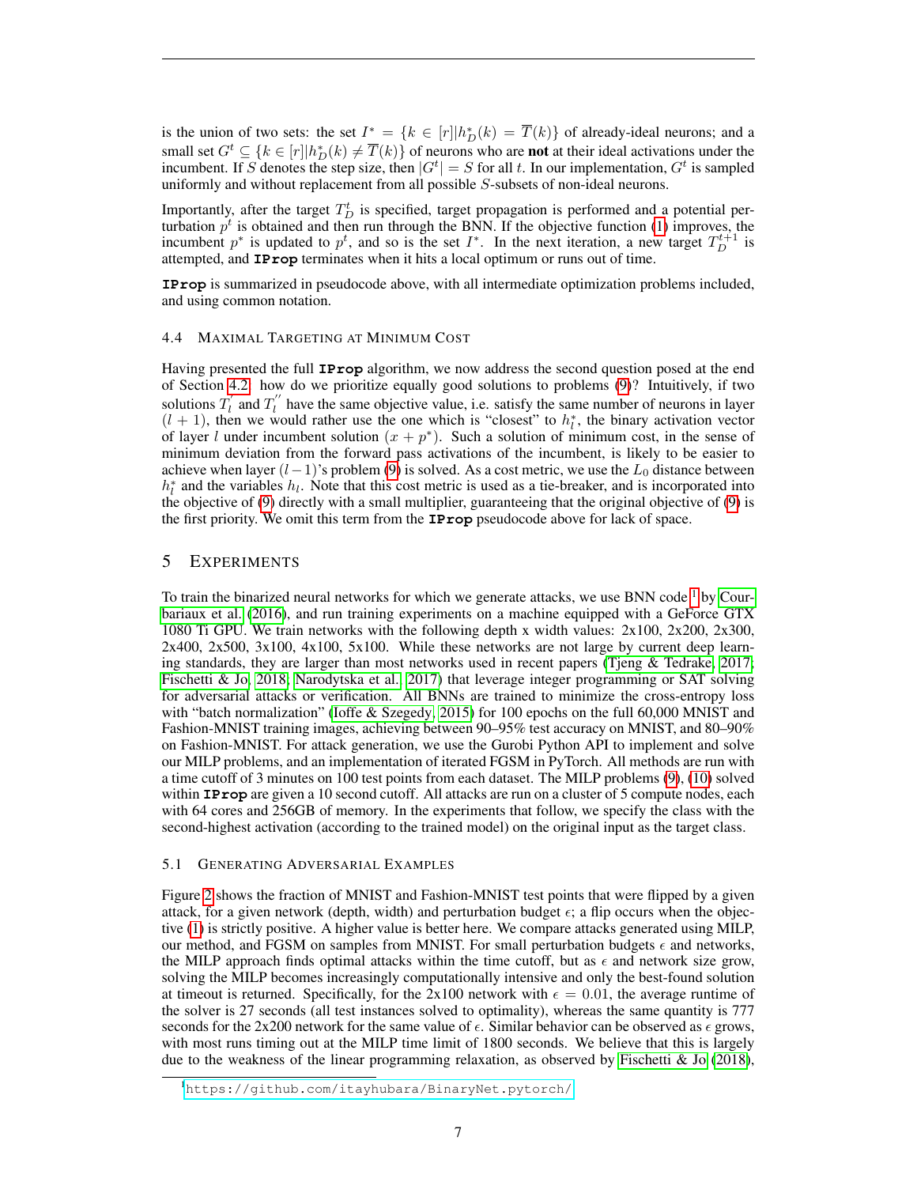is the union of two sets: the set $I^* = \{k \in [r] | h_D^*(k) = \overline{T}(k)\}$ of already-ideal neurons; and a small set $G^t \subseteq \{k \in [r] | h_D^*(k) \neq \overline{T}(k)\}$ of neurons who are **not** at their ideal activations under the incumbent. If $S$ denotes the step size, then $|G^t| = S$ for all $t$. In our implementation, $G^t$ is sampled uniformly and without replacement from all possible $S$-subsets of non-ideal neurons.

Importantly, after the target $T_D^t$ is specified, target propagation is performed and a potential perturbation $p^t$ is obtained and then run through the BNN. If the objective function (1) improves, the incumbent $p^*$ is updated to $p^t$, and so is the set $I^*$. In the next iteration, a new target $T_D^{t+1}$ is attempted, and **IProp** terminates when it hits a local optimum or runs out of time.

**IProp** is summarized in pseudocode above, with all intermediate optimization problems included, and using common notation.

### 4.4 Maximal Targeting at Minimum Cost

Having presented the full **IProp** algorithm, we now address the second question posed at the end of Section 4.2: how do we prioritize equally good solutions to problems (9)? Intuitively, if two solutions $T_l^{'}$ and $T_l^{''}$ have the same objective value, i.e. satisfy the same number of neurons in layer $(l+1)$, then we would rather use the one which is "closest" to $h_l^*$, the binary activation vector of layer $l$ under incumbent solution $(x + p^*)$. Such a solution of minimum cost, in the sense of minimum deviation from the forward pass activations of the incumbent, is likely to be easier to achieve when layer $(l-1)$'s problem (9) is solved. As a cost metric, we use the $L_0$ distance between $h_l^*$ and the variables $h_l$. Note that this cost metric is used as a tie-breaker, and is incorporated into the objective of (9) directly with a small multiplier, guaranteeing that the original objective of (9) is the first priority. We omit this term from the **IProp** pseudocode above for lack of space.

## 5 Experiments

To train the binarized neural networks for which we generate attacks, we use BNN code[1] by Courbariaux et al. (2016), and run training experiments on a machine equipped with a GeForce GTX 1080 Ti GPU. We train networks with the following depth x width values: 2x100, 2x200, 2x300, 2x400, 2x500, 3x100, 4x100, 5x100. While these networks are not large by current deep learning standards, they are larger than most networks used in recent papers (Tjeng & Tedrake, 2017; Fischetti & Jo, 2018; Narodytska et al., 2017) that leverage integer programming or SAT solving for adversarial attacks or verification. All BNNs are trained to minimize the cross-entropy loss with "batch normalization" (Ioffe & Szegedy, 2015) for 100 epochs on the full 60,000 MNIST and Fashion-MNIST training images, achieving between 90–95% test accuracy on MNIST, and 80–90% on Fashion-MNIST. For attack generation, we use the Gurobi Python API to implement and solve our MILP problems, and an implementation of iterated FGSM in PyTorch. All methods are run with a time cutoff of 3 minutes on 100 test points from each dataset. The MILP problems (9), (10) solved within **IProp** are given a 10 second cutoff. All attacks are run on a cluster of 5 compute nodes, each with 64 cores and 256GB of memory. In the experiments that follow, we specify the class with the second-highest activation (according to the trained model) on the original input as the target class.

### 5.1 Generating Adversarial Examples

Figure 2 shows the fraction of MNIST and Fashion-MNIST test points that were flipped by a given attack, for a given network (depth, width) and perturbation budget $\epsilon$; a flip occurs when the objective (1) is strictly positive. A higher value is better here. We compare attacks generated using MILP, our method, and FGSM on samples from MNIST. For small perturbation budgets $\epsilon$ and networks, the MILP approach finds optimal attacks within the time cutoff, but as $\epsilon$ and network size grow, solving the MILP becomes increasingly computationally intensive and only the best-found solution at timeout is returned. Specifically, for the 2x100 network with $\epsilon = 0.01$, the average runtime of the solver is 27 seconds (all test instances solved to optimality), whereas the same quantity is 777 seconds for the 2x200 network for the same value of $\epsilon$. Similar behavior can be observed as $\epsilon$ grows, with most runs timing out at the MILP time limit of 1800 seconds. We believe that this is largely due to the weakness of the linear programming relaxation, as observed by Fischetti & Jo (2018),

[1] https://github.com/itayhubara/BinaryNet.pytorch/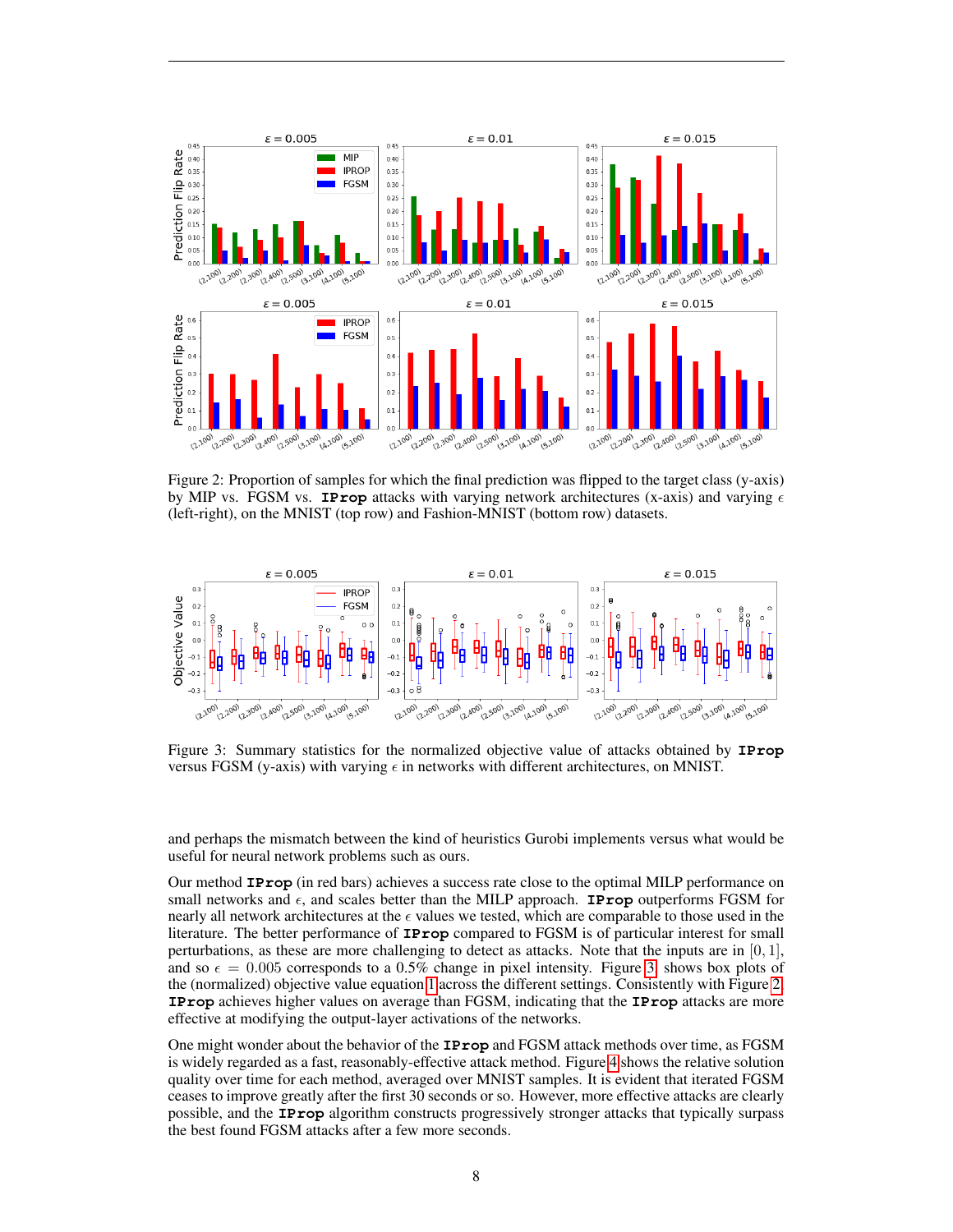Figure 2: Proportion of samples for which the final prediction was flipped to the target class (y-axis) by MIP vs. FGSM vs. **IProp** attacks with varying network architectures (x-axis) and varying $\epsilon$ (left-right), on the MNIST (top row) and Fashion-MNIST (bottom row) datasets.

Figure 3: Summary statistics for the normalized objective value of attacks obtained by **IProp** versus FGSM (y-axis) with varying $\epsilon$ in networks with different architectures, on MNIST.

and perhaps the mismatch between the kind of heuristics Gurobi implements versus what would be useful for neural network problems such as ours.

Our method **IProp** (in red bars) achieves a success rate close to the optimal MILP performance on small networks and $\epsilon$, and scales better than the MILP approach. **IProp** outperforms FGSM for nearly all network architectures at the $\epsilon$ values we tested, which are comparable to those used in the literature. The better performance of **IProp** compared to FGSM is of particular interest for small perturbations, as these are more challenging to detect as attacks. Note that the inputs are in $[0, 1]$, and so $\epsilon = 0.005$ corresponds to a 0.5% change in pixel intensity. Figure 3 shows box plots of the (normalized) objective value equation 1 across the different settings. Consistently with Figure 2, **IProp** achieves higher values on average than FGSM, indicating that the **IProp** attacks are more effective at modifying the output-layer activations of the networks.

One might wonder about the behavior of the **IProp** and FGSM attack methods over time, as FGSM is widely regarded as a fast, reasonably-effective attack method. Figure 4 shows the relative solution quality over time for each method, averaged over MNIST samples. It is evident that iterated FGSM ceases to improve greatly after the first 30 seconds or so. However, more effective attacks are clearly possible, and the **IProp** algorithm constructs progressively stronger attacks that typically surpass the best found FGSM attacks after a few more seconds.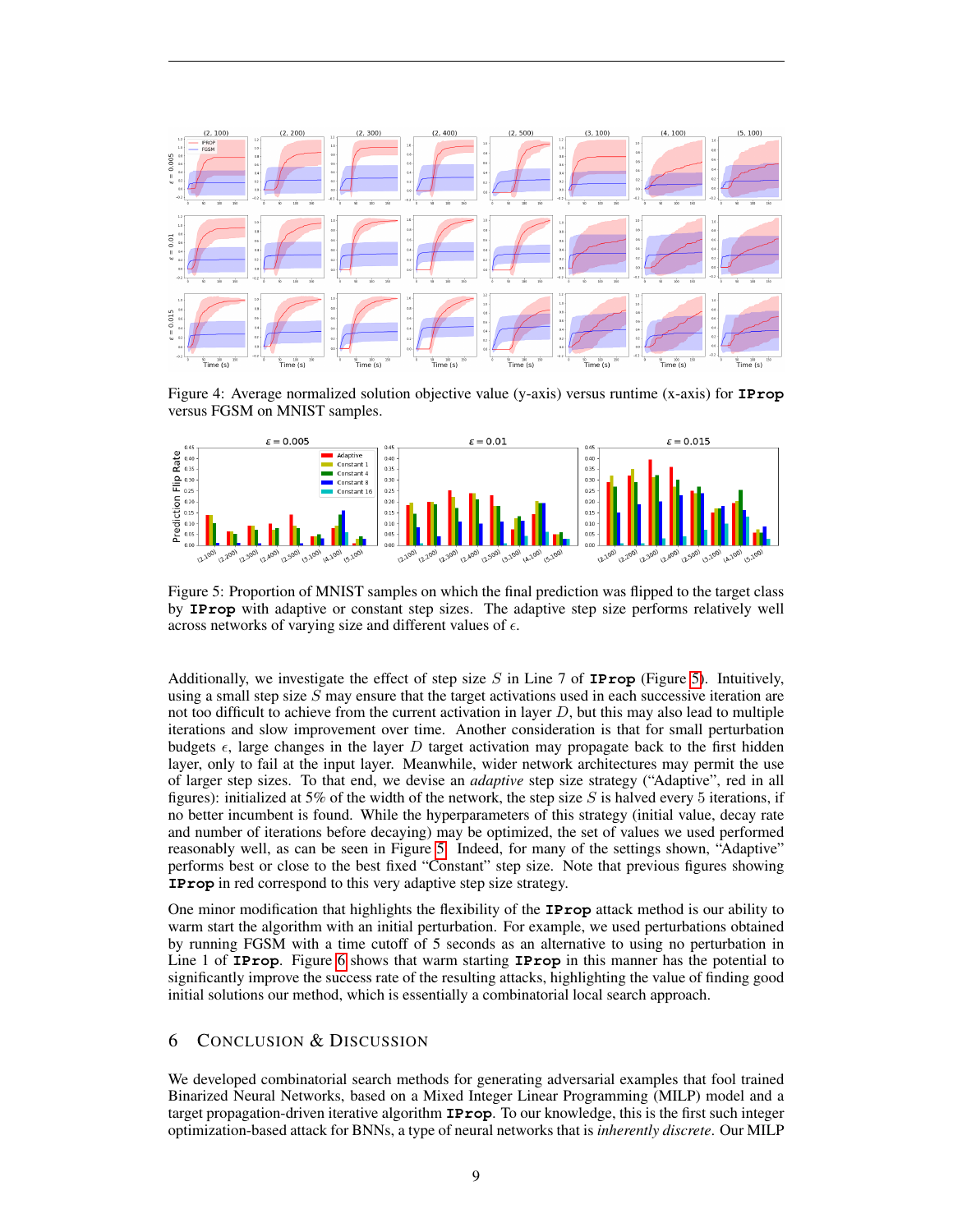Figure 4: Average normalized solution objective value (y-axis) versus runtime (x-axis) for **IProp** versus FGSM on MNIST samples.

Figure 5: Proportion of MNIST samples on which the final prediction was flipped to the target class by **IProp** with adaptive or constant step sizes. The adaptive step size performs relatively well across networks of varying size and different values of $\epsilon$.

Additionally, we investigate the effect of step size $S$ in Line 7 of **IProp** (Figure 5). Intuitively, using a small step size $S$ may ensure that the target activations used in each successive iteration are not too difficult to achieve from the current activation in layer $D$, but this may also lead to multiple iterations and slow improvement over time. Another consideration is that for small perturbation budgets $\epsilon$, large changes in the layer $D$ target activation may propagate back to the first hidden layer, only to fail at the input layer. Meanwhile, wider network architectures may permit the use of larger step sizes. To that end, we devise an *adaptive* step size strategy ("Adaptive", red in all figures): initialized at 5% of the width of the network, the step size $S$ is halved every 5 iterations, if no better incumbent is found. While the hyperparameters of this strategy (initial value, decay rate and number of iterations before decaying) may be optimized, the set of values we used performed reasonably well, as can be seen in Figure 5. Indeed, for many of the settings shown, "Adaptive" performs best or close to the best fixed "Constant" step size. Note that previous figures showing **IProp** in red correspond to this very adaptive step size strategy.

One minor modification that highlights the flexibility of the **IProp** attack method is our ability to warm start the algorithm with an initial perturbation. For example, we used perturbations obtained by running FGSM with a time cutoff of 5 seconds as an alternative to using no perturbation in Line 1 of **IProp**. Figure 6 shows that warm starting **IProp** in this manner has the potential to significantly improve the success rate of the resulting attacks, highlighting the value of finding good initial solutions our method, which is essentially a combinatorial local search approach.

## 6 Conclusion & Discussion

We developed combinatorial search methods for generating adversarial examples that fool trained Binarized Neural Networks, based on a Mixed Integer Linear Programming (MILP) model and a target propagation-driven iterative algorithm **IProp**. To our knowledge, this is the first such integer optimization-based attack for BNNs, a type of neural networks that is *inherently discrete*. Our MILP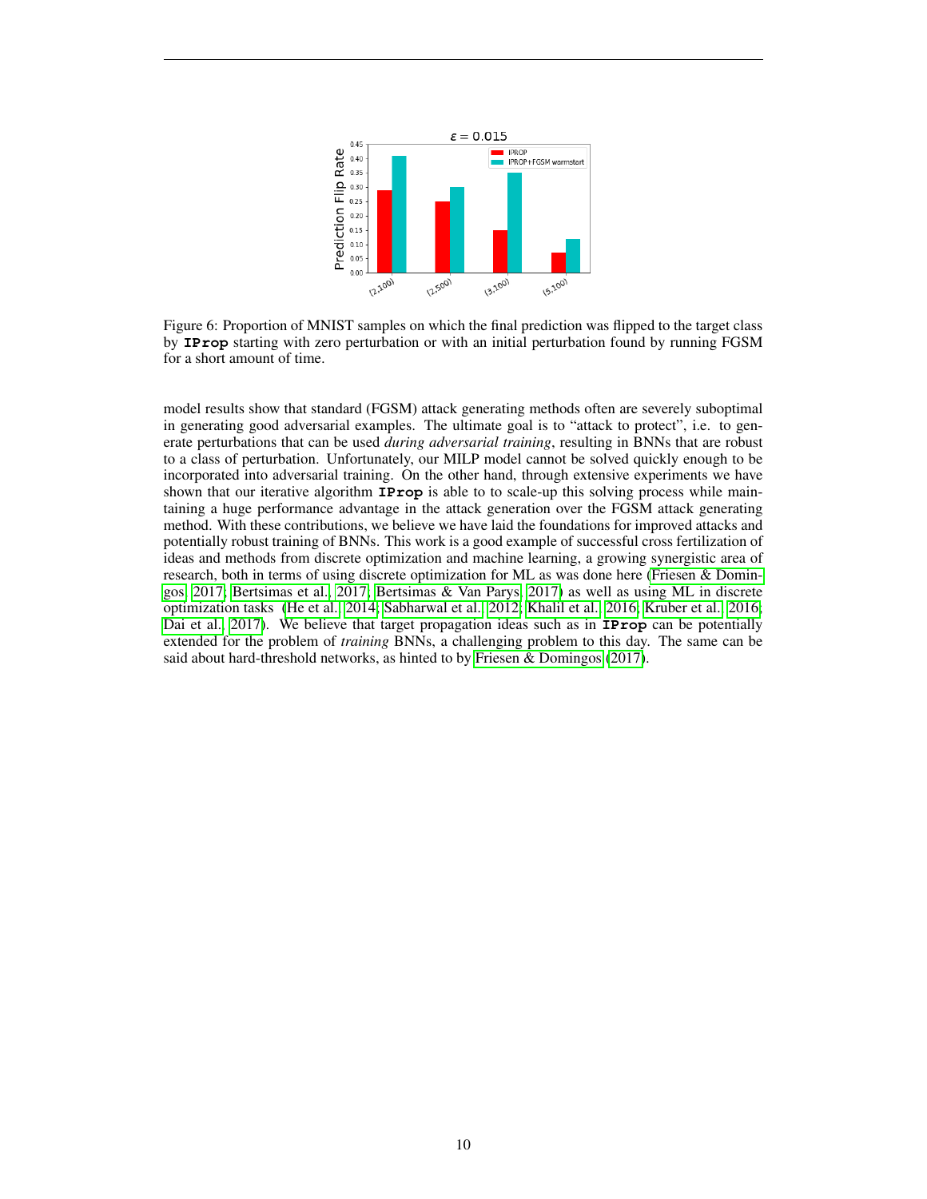Figure 6: Proportion of MNIST samples on which the final prediction was flipped to the target class by **IProp** starting with zero perturbation or with an initial perturbation found by running FGSM for a short amount of time.

model results show that standard (FGSM) attack generating methods often are severely suboptimal in generating good adversarial examples. The ultimate goal is to "attack to protect", i.e. to generate perturbations that can be used *during adversarial training*, resulting in BNNs that are robust to a class of perturbation. Unfortunately, our MILP model cannot be solved quickly enough to be incorporated into adversarial training. On the other hand, through extensive experiments we have shown that our iterative algorithm **IProp** is able to to scale-up this solving process while maintaining a huge performance advantage in the attack generation over the FGSM attack generating method. With these contributions, we believe we have laid the foundations for improved attacks and potentially robust training of BNNs. This work is a good example of successful cross fertilization of ideas and methods from discrete optimization and machine learning, a growing synergistic area of research, both in terms of using discrete optimization for ML as was done here (Friesen & Domingos, 2017; Bertsimas et al., 2017; Bertsimas & Van Parys, 2017) as well as using ML in discrete optimization tasks (He et al., 2014; Sabharwal et al., 2012; Khalil et al., 2016; Kruber et al., 2016; Dai et al., 2017). We believe that target propagation ideas such as in **IProp** can be potentially extended for the problem of *training* BNNs, a challenging problem to this day. The same can be said about hard-threshold networks, as hinted to by Friesen & Domingos (2017).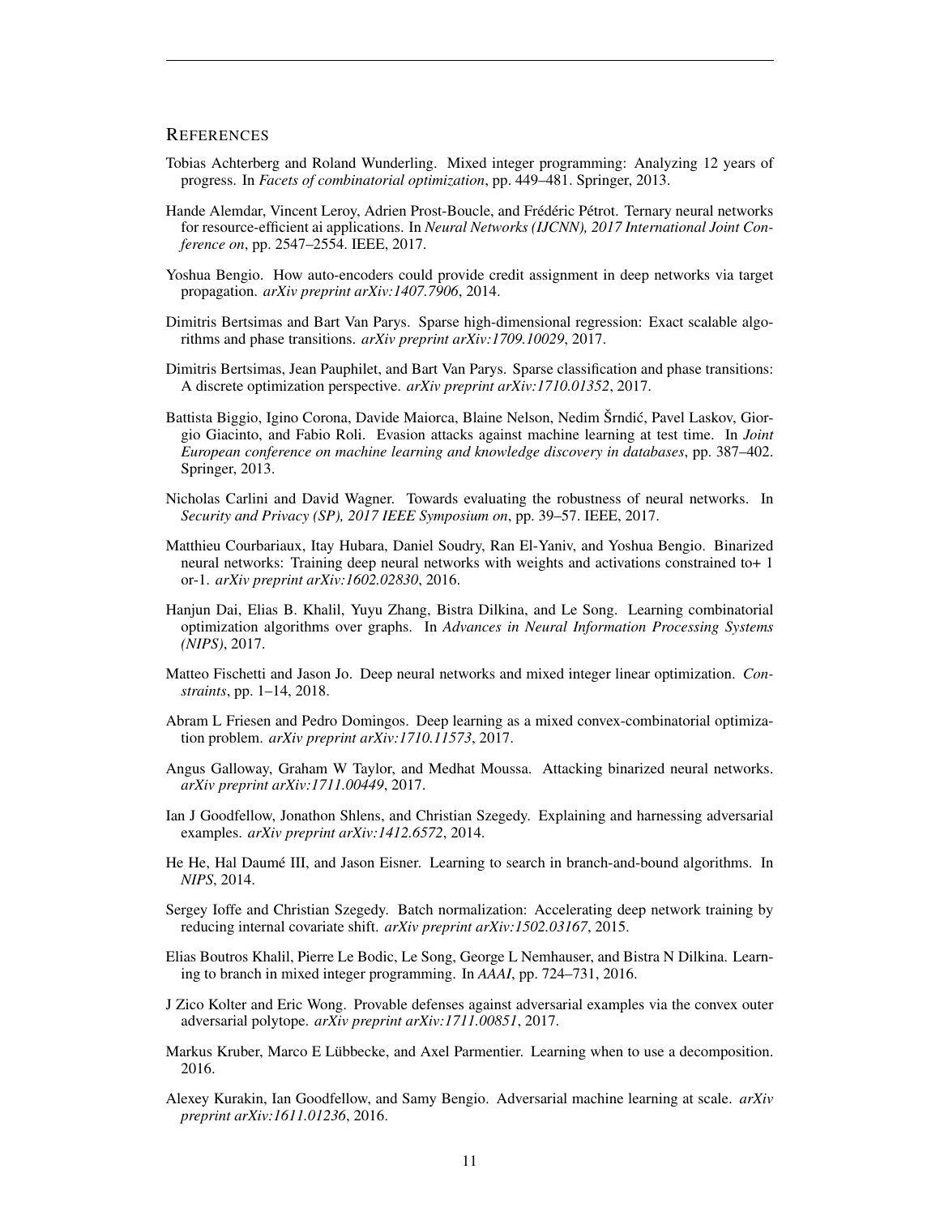## References

Tobias Achterberg and Roland Wunderling. Mixed integer programming: Analyzing 12 years of progress. In *Facets of combinatorial optimization*, pp. 449–481. Springer, 2013.

Hande Alemdar, Vincent Leroy, Adrien Prost-Boucle, and Frédéric Pétrot. Ternary neural networks for resource-efficient ai applications. In *Neural Networks (IJCNN), 2017 International Joint Conference on*, pp. 2547–2554. IEEE, 2017.

Yoshua Bengio. How auto-encoders could provide credit assignment in deep networks via target propagation. *arXiv preprint arXiv:1407.7906*, 2014.

Dimitris Bertsimas and Bart Van Parys. Sparse high-dimensional regression: Exact scalable algorithms and phase transitions. *arXiv preprint arXiv:1709.10029*, 2017.

Dimitris Bertsimas, Jean Pauphilet, and Bart Van Parys. Sparse classification and phase transitions: A discrete optimization perspective. *arXiv preprint arXiv:1710.01352*, 2017.

Battista Biggio, Igino Corona, Davide Maiorca, Blaine Nelson, Nedim Šrndić, Pavel Laskov, Giorgio Giacinto, and Fabio Roli. Evasion attacks against machine learning at test time. In *Joint European conference on machine learning and knowledge discovery in databases*, pp. 387–402. Springer, 2013.

Nicholas Carlini and David Wagner. Towards evaluating the robustness of neural networks. In *Security and Privacy (SP), 2017 IEEE Symposium on*, pp. 39–57. IEEE, 2017.

Matthieu Courbariaux, Itay Hubara, Daniel Soudry, Ran El-Yaniv, and Yoshua Bengio. Binarized neural networks: Training deep neural networks with weights and activations constrained to+ 1 or-1. *arXiv preprint arXiv:1602.02830*, 2016.

Hanjun Dai, Elias B. Khalil, Yuyu Zhang, Bistra Dilkina, and Le Song. Learning combinatorial optimization algorithms over graphs. In *Advances in Neural Information Processing Systems (NIPS)*, 2017.

Matteo Fischetti and Jason Jo. Deep neural networks and mixed integer linear optimization. *Constraints*, pp. 1–14, 2018.

Abram L Friesen and Pedro Domingos. Deep learning as a mixed convex-combinatorial optimization problem. *arXiv preprint arXiv:1710.11573*, 2017.

Angus Galloway, Graham W Taylor, and Medhat Moussa. Attacking binarized neural networks. *arXiv preprint arXiv:1711.00449*, 2017.

Ian J Goodfellow, Jonathon Shlens, and Christian Szegedy. Explaining and harnessing adversarial examples. *arXiv preprint arXiv:1412.6572*, 2014.

He He, Hal Daumé III, and Jason Eisner. Learning to search in branch-and-bound algorithms. In *NIPS*, 2014.

Sergey Ioffe and Christian Szegedy. Batch normalization: Accelerating deep network training by reducing internal covariate shift. *arXiv preprint arXiv:1502.03167*, 2015.

Elias Boutros Khalil, Pierre Le Bodic, Le Song, George L Nemhauser, and Bistra N Dilkina. Learning to branch in mixed integer programming. In *AAAI*, pp. 724–731, 2016.

J Zico Kolter and Eric Wong. Provable defenses against adversarial examples via the convex outer adversarial polytope. *arXiv preprint arXiv:1711.00851*, 2017.

Markus Kruber, Marco E Lübbecke, and Axel Parmentier. Learning when to use a decomposition. 2016.

Alexey Kurakin, Ian Goodfellow, and Samy Bengio. Adversarial machine learning at scale. *arXiv preprint arXiv:1611.01236*, 2016.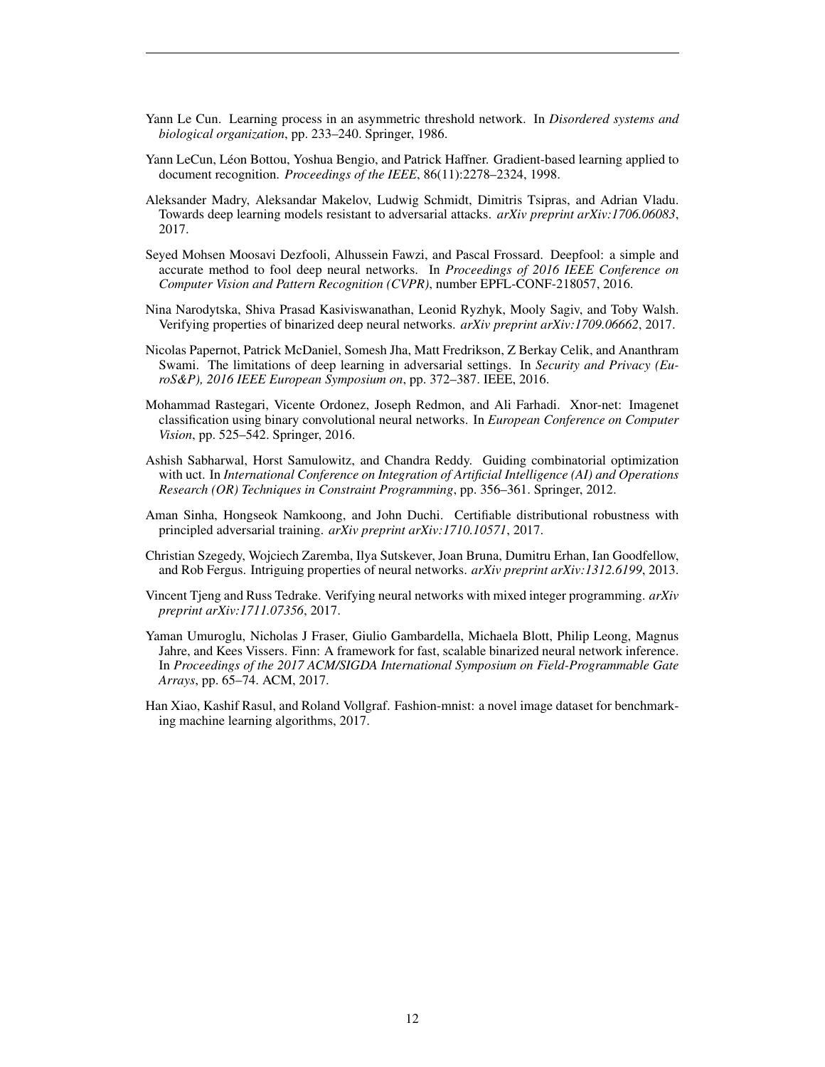Yann Le Cun. Learning process in an asymmetric threshold network. In *Disordered systems and biological organization*, pp. 233–240. Springer, 1986.

Yann LeCun, Léon Bottou, Yoshua Bengio, and Patrick Haffner. Gradient-based learning applied to document recognition. *Proceedings of the IEEE*, 86(11):2278–2324, 1998.

Aleksander Madry, Aleksandar Makelov, Ludwig Schmidt, Dimitris Tsipras, and Adrian Vladu. Towards deep learning models resistant to adversarial attacks. *arXiv preprint arXiv:1706.06083*, 2017.

Seyed Mohsen Moosavi Dezfooli, Alhussein Fawzi, and Pascal Frossard. Deepfool: a simple and accurate method to fool deep neural networks. In *Proceedings of 2016 IEEE Conference on Computer Vision and Pattern Recognition (CVPR)*, number EPFL-CONF-218057, 2016.

Nina Narodytska, Shiva Prasad Kasiviswanathan, Leonid Ryzhyk, Mooly Sagiv, and Toby Walsh. Verifying properties of binarized deep neural networks. *arXiv preprint arXiv:1709.06662*, 2017.

Nicolas Papernot, Patrick McDaniel, Somesh Jha, Matt Fredrikson, Z Berkay Celik, and Ananthram Swami. The limitations of deep learning in adversarial settings. In *Security and Privacy (EuroS&P), 2016 IEEE European Symposium on*, pp. 372–387. IEEE, 2016.

Mohammad Rastegari, Vicente Ordonez, Joseph Redmon, and Ali Farhadi. Xnor-net: Imagenet classification using binary convolutional neural networks. In *European Conference on Computer Vision*, pp. 525–542. Springer, 2016.

Ashish Sabharwal, Horst Samulowitz, and Chandra Reddy. Guiding combinatorial optimization with uct. In *International Conference on Integration of Artificial Intelligence (AI) and Operations Research (OR) Techniques in Constraint Programming*, pp. 356–361. Springer, 2012.

Aman Sinha, Hongseok Namkoong, and John Duchi. Certifiable distributional robustness with principled adversarial training. *arXiv preprint arXiv:1710.10571*, 2017.

Christian Szegedy, Wojciech Zaremba, Ilya Sutskever, Joan Bruna, Dumitru Erhan, Ian Goodfellow, and Rob Fergus. Intriguing properties of neural networks. *arXiv preprint arXiv:1312.6199*, 2013.

Vincent Tjeng and Russ Tedrake. Verifying neural networks with mixed integer programming. *arXiv preprint arXiv:1711.07356*, 2017.

Yaman Umuroglu, Nicholas J Fraser, Giulio Gambardella, Michaela Blott, Philip Leong, Magnus Jahre, and Kees Vissers. Finn: A framework for fast, scalable binarized neural network inference. In *Proceedings of the 2017 ACM/SIGDA International Symposium on Field-Programmable Gate Arrays*, pp. 65–74. ACM, 2017.

Han Xiao, Kashif Rasul, and Roland Vollgraf. Fashion-mnist: a novel image dataset for benchmarking machine learning algorithms, 2017.